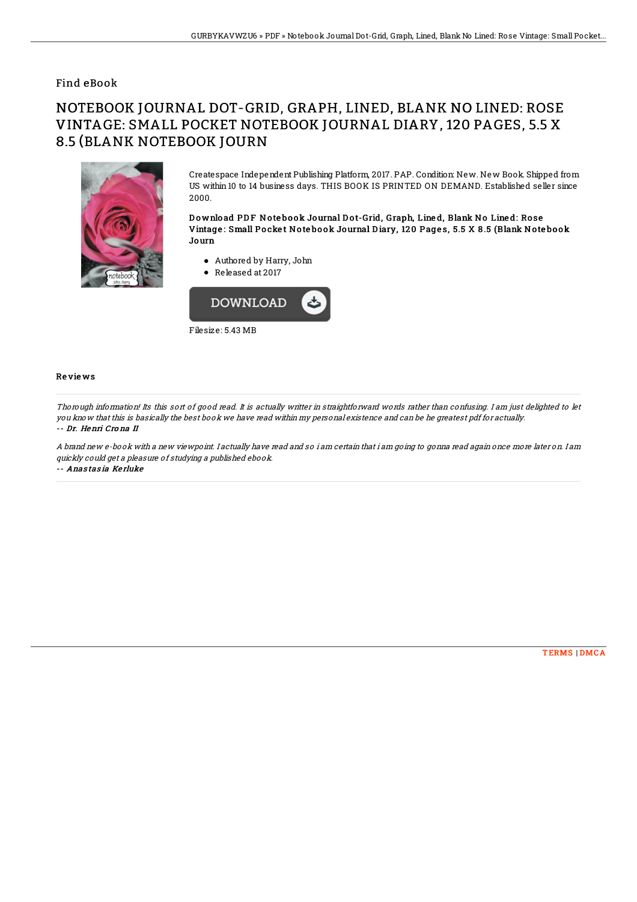Find eBook

# NOTEBOOK JOURNAL DOT-GRID, GRAPH, LINED, BLANK NO LINED: ROSE VINTAGE: SMALL POCKET NOTEBOOK JOURNAL DIARY, 120 PAGES, 5.5 X 8.5 (BLANK NOTEBOOK JOURN

Createspace Independent Publishing Platform, 2017. PAP. Condition: New. New Book. Shipped from US within 10 to 14 business days. THIS BOOK IS PRINTED ON DEMAND. Established seller since 2000.

**Download PDF Notebook Journal Dot-Grid, Graph, Lined, Blank No Lined: Rose Vintage: Small Pocket Notebook Journal Diary, 120 Pages, 5.5 X 8.5 (Blank Notebook Journ**

- Authored by Harry, John
- Released at 2017

Filesize: 5.43 MB

## Reviews

*Thorough information! Its this sort of good read. It is actually writter in straightforward words rather than confusing. I am just delighted to let you know that this is basically the best book we have read within my personal existence and can be he greatest pdf for actually.*

-- ***Dr. Henri Crona II***

*A brand new e-book with a new viewpoint. I actually have read and so i am certain that i am going to gonna read again once more later on. I am quickly could get a pleasure of studying a published ebook.*

-- ***Anastasia Kerluke***

TERMS | DMCA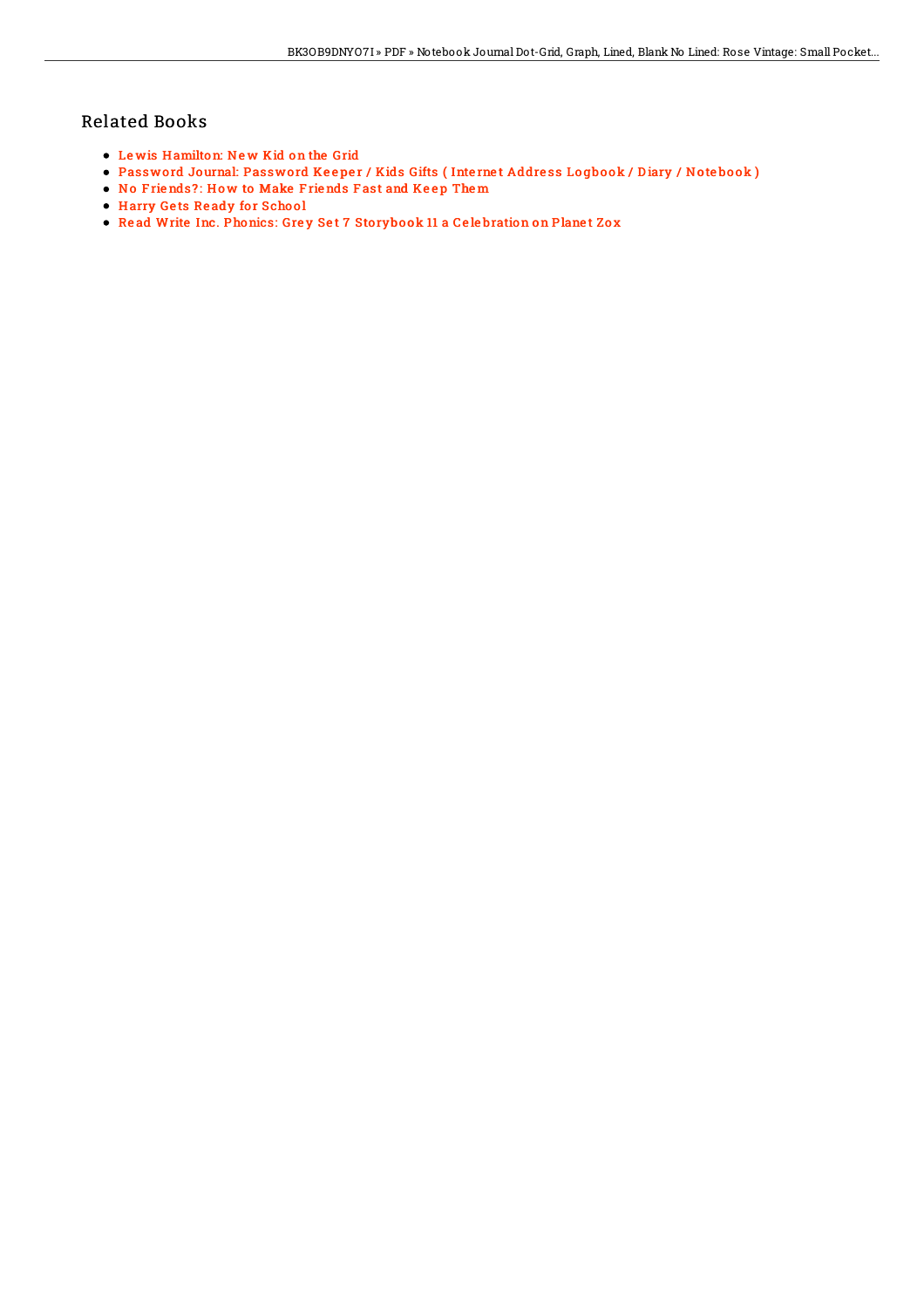## Related Books

- Lewis Hamilton: New Kid on the Grid
- Password Journal: Password Keeper / Kids Gifts ( Internet Address Logbook / Diary / Notebook )
- No Friends?: How to Make Friends Fast and Keep Them
- Harry Gets Ready for School
- Read Write Inc. Phonics: Grey Set 7 Storybook 11 a Celebration on Planet Zox